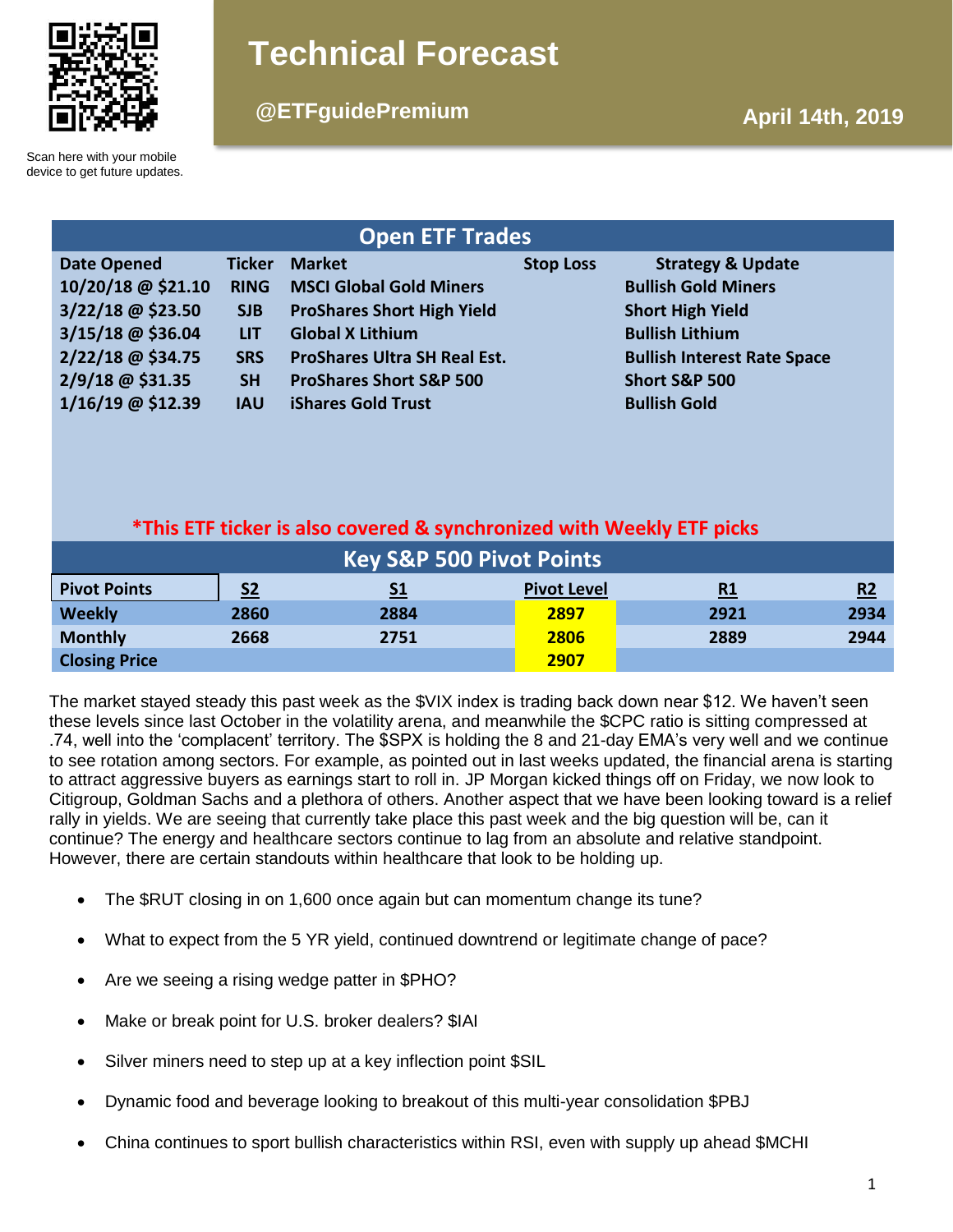Scan here with your mobile device to get future updates.

# Technical Forecast

**@ETFguidePremium**

**April 14th, 2019**

## Open ETF Trades

| Date Opened | Ticker | Market | Stop Loss | Strategy & Update |
|---|---|---|---|---|
| 10/20/18 @ $21.10 | RING | MSCI Global Gold Miners | | Bullish Gold Miners |
| 3/22/18 @ $23.50 | SJB | ProShares Short High Yield | | Short High Yield |
| 3/15/18 @ $36.04 | LIT | Global X Lithium | | Bullish Lithium |
| 2/22/18 @ $34.75 | SRS | ProShares Ultra SH Real Est. | | Bullish Interest Rate Space |
| 2/9/18 @ $31.35 | SH | ProShares Short S&P 500 | | Short S&P 500 |
| 1/16/19 @ $12.39 | IAU | iShares Gold Trust | | Bullish Gold |

***This ETF ticker is also covered & synchronized with Weekly ETF picks**

## Key S&P 500 Pivot Points

| Pivot Points | S2 | S1 | Pivot Level | R1 | R2 |
|---|---|---|---|---|---|
| Weekly | 2860 | 2884 | 2897 | 2921 | 2934 |
| Monthly | 2668 | 2751 | 2806 | 2889 | 2944 |
| Closing Price | | | 2907 | | |

The market stayed steady this past week as the $VIX index is trading back down near $12. We haven't seen these levels since last October in the volatility arena, and meanwhile the $CPC ratio is sitting compressed at .74, well into the 'complacent' territory. The $SPX is holding the 8 and 21-day EMA's very well and we continue to see rotation among sectors. For example, as pointed out in last weeks updated, the financial arena is starting to attract aggressive buyers as earnings start to roll in. JP Morgan kicked things off on Friday, we now look to Citigroup, Goldman Sachs and a plethora of others. Another aspect that we have been looking toward is a relief rally in yields. We are seeing that currently take place this past week and the big question will be, can it continue? The energy and healthcare sectors continue to lag from an absolute and relative standpoint. However, there are certain standouts within healthcare that look to be holding up.

- The $RUT closing in on 1,600 once again but can momentum change its tune?
- What to expect from the 5 YR yield, continued downtrend or legitimate change of pace?
- Are we seeing a rising wedge patter in $PHO?
- Make or break point for U.S. broker dealers? $IAI
- Silver miners need to step up at a key inflection point $SIL
- Dynamic food and beverage looking to breakout of this multi-year consolidation $PBJ
- China continues to sport bullish characteristics within RSI, even with supply up ahead $MCHI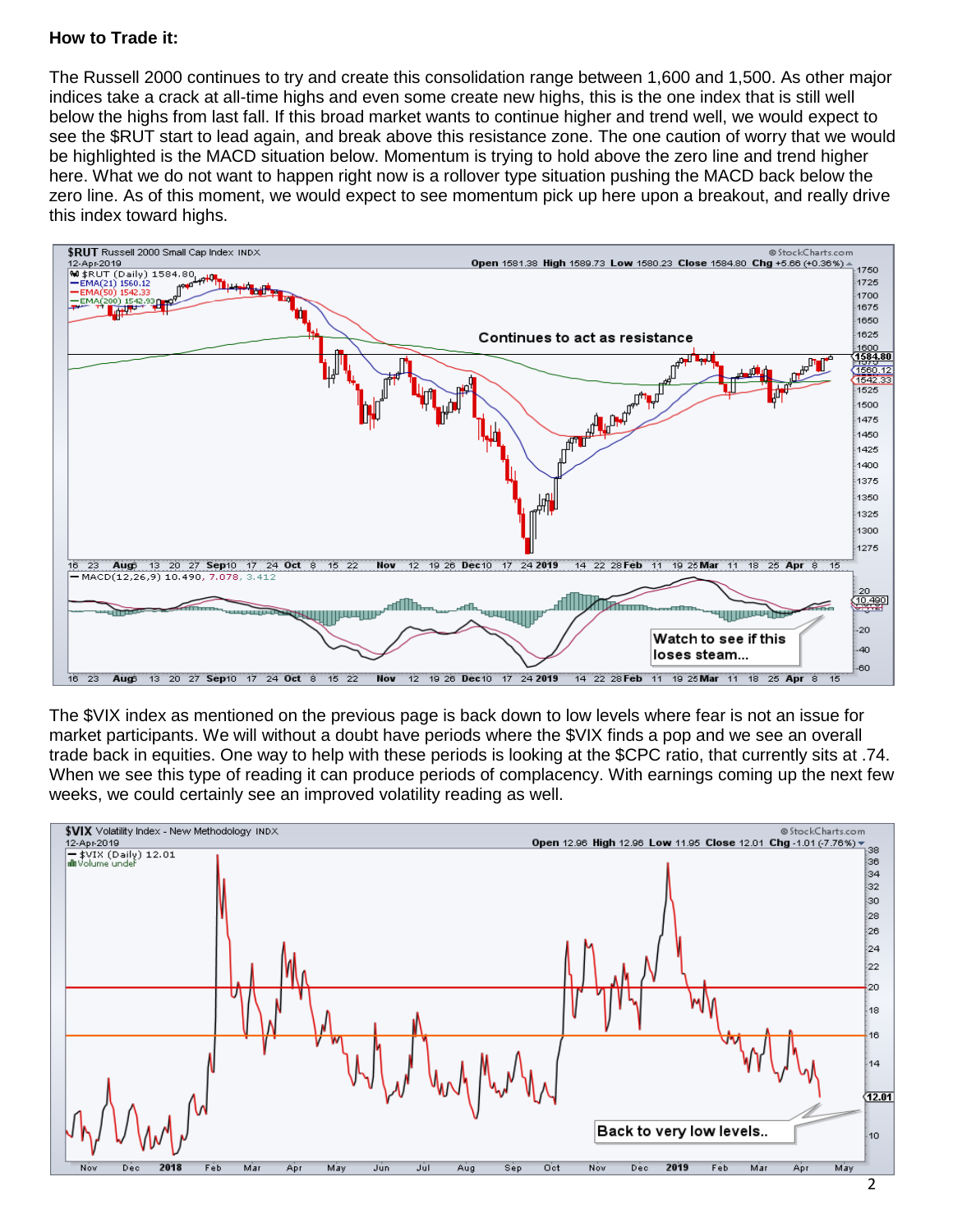**How to Trade it:**

The Russell 2000 continues to try and create this consolidation range between 1,600 and 1,500. As other major indices take a crack at all-time highs and even some create new highs, this is the one index that is still well below the highs from last fall. If this broad market wants to continue higher and trend well, we would expect to see the $RUT start to lead again, and break above this resistance zone. The one caution of worry that we would be highlighted is the MACD situation below. Momentum is trying to hold above the zero line and trend higher here. What we do not want to happen right now is a rollover type situation pushing the MACD back below the zero line. As of this moment, we would expect to see momentum pick up here upon a breakout, and really drive this index toward highs.

The $VIX index as mentioned on the previous page is back down to low levels where fear is not an issue for market participants. We will without a doubt have periods where the $VIX finds a pop and we see an overall trade back in equities. One way to help with these periods is looking at the $CPC ratio, that currently sits at .74. When we see this type of reading it can produce periods of complacency. With earnings coming up the next few weeks, we could certainly see an improved volatility reading as well.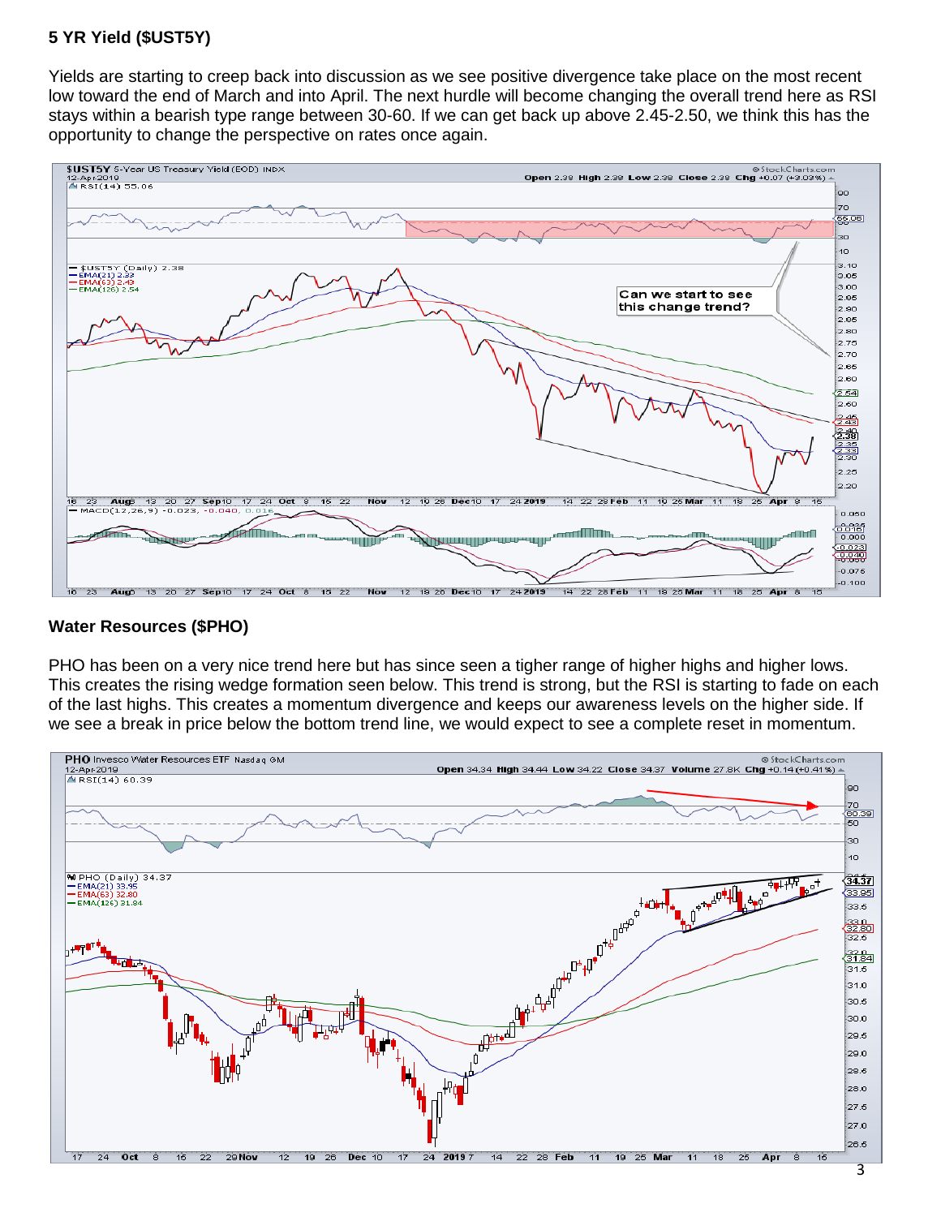**5 YR Yield ($UST5Y)**

Yields are starting to creep back into discussion as we see positive divergence take place on the most recent low toward the end of March and into April. The next hurdle will become changing the overall trend here as RSI stays within a bearish type range between 30-60. If we can get back up above 2.45-2.50, we think this has the opportunity to change the perspective on rates once again.

**Water Resources ($PHO)**

PHO has been on a very nice trend here but has since seen a tiger range of higher highs and higher lows. This creates the rising wedge formation seen below. This trend is strong, but the RSI is starting to fade on each of the last highs. This creates a momentum divergence and keeps our awareness levels on the higher side. If we see a break in price below the bottom trend line, we would expect to see a complete reset in momentum.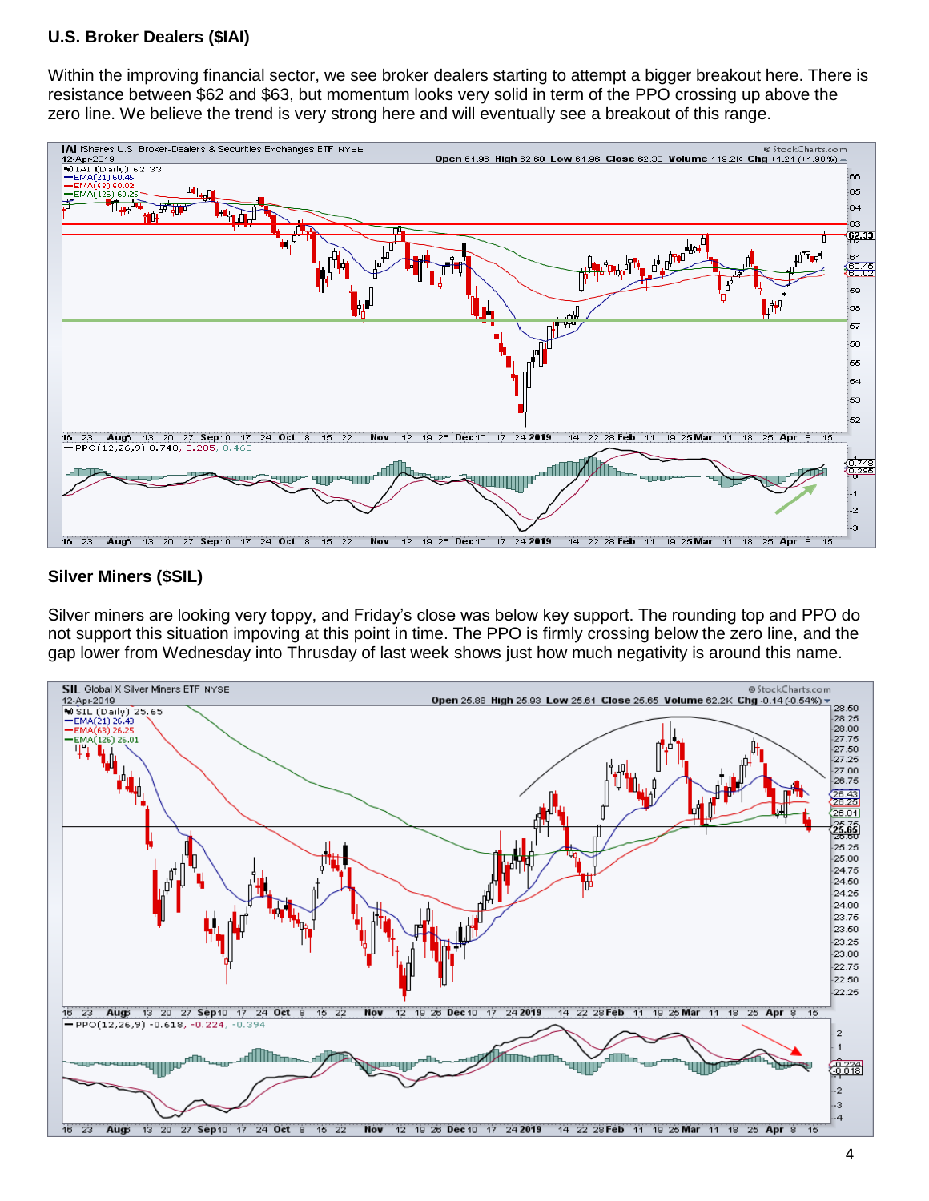**U.S. Broker Dealers ($IAI)**

Within the improving financial sector, we see broker dealers starting to attempt a bigger breakout here. There is resistance between $62 and $63, but momentum looks very solid in term of the PPO crossing up above the zero line. We believe the trend is very strong here and will eventually see a breakout of this range.

**Silver Miners ($SIL)**

Silver miners are looking very toppy, and Friday's close was below key support. The rounding top and PPO do not support this situation impoving at this point in time. The PPO is firmly crossing below the zero line, and the gap lower from Wednesday into Thrusday of last week shows just how much negativity is around this name.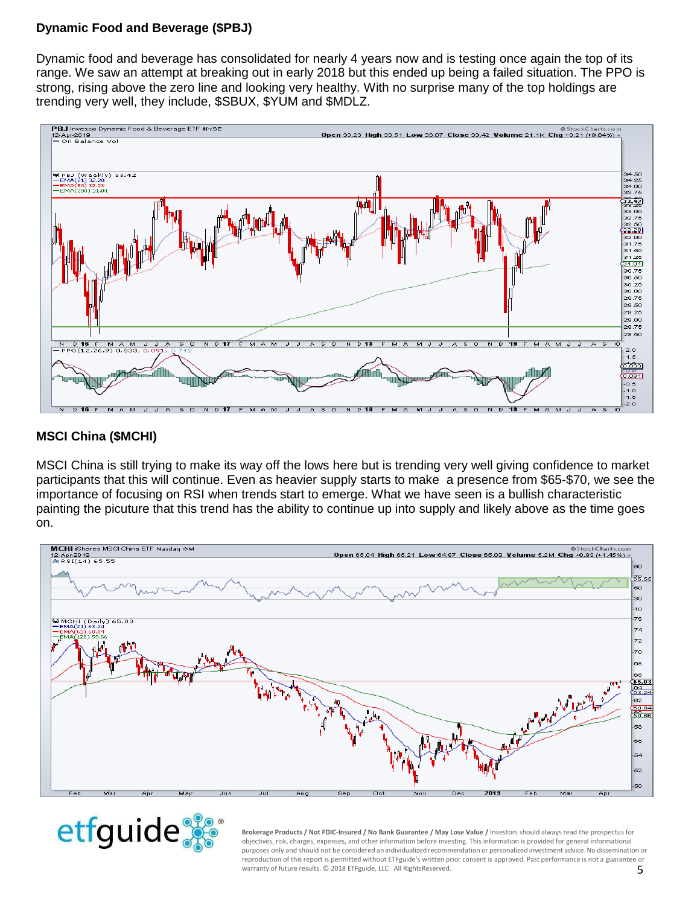## Dynamic Food and Beverage ($PBJ)

Dynamic food and beverage has consolidated for nearly 4 years now and is testing once again the top of its range. We saw an attempt at breaking out in early 2018 but this ended up being a failed situation. The PPO is strong, rising above the zero line and looking very healthy. With no surprise many of the top holdings are trending very well, they include, $SBUX, $YUM and $MDLZ.

PBJ Invesco Dynamic Food & Beverage ETF NYSE
12-Apr-2019
Open 33.23 High 33.51 Low 33.07 Close 33.42 Volume 21.1K Chg +0.21 (+0.64%)
© StockCharts.com
On Balance Vol
PBJ (Weekly) 33.42
EMA(21) 32.29
EMA(50) 32.23
EMA(200) 31.01
PPO(12,26,9) 0.833, 0.091, 0.742

## MSCI China ($MCHI)

MSCI China is still trying to make its way off the lows here but is trending very well giving confidence to market participants that this will continue. Even as heavier supply starts to make a presence from $65-$70, we see the importance of focusing on RSI when trends start to emerge. What we have seen is a bullish characteristic painting the picuture that this trend has the ability to continue up into supply and likely above as the time goes on.

MCHI iShares MSCI China ETF Nasdaq GM
12-Apr-2019
Open 65.04 High 65.21 Low 64.87 Close 65.03 Volume 5.2M Chg +0.93 (+1.45%)
© StockCharts.com
RSI(14) 65.55
MCHI (Daily) 65.03
EMA(21) 63.24
EMA(63) 60.84
EMA(126) 59.66

Brokerage Products / Not FDIC-Insured / No Bank Guarantee / May Lose Value / Investors should always read the prospectus for objectives, risk, charges, expenses, and other information before investing. This information is provided for general informational purposes only and should not be considered an individualized recommendation or personalized investment advice. No dissemination or reproduction of this report is permitted without ETFguide's written prior consent is approved. Past performance is not a guarantee or warranty of future results. © 2018 ETFguide, LLC All RightsReserved.